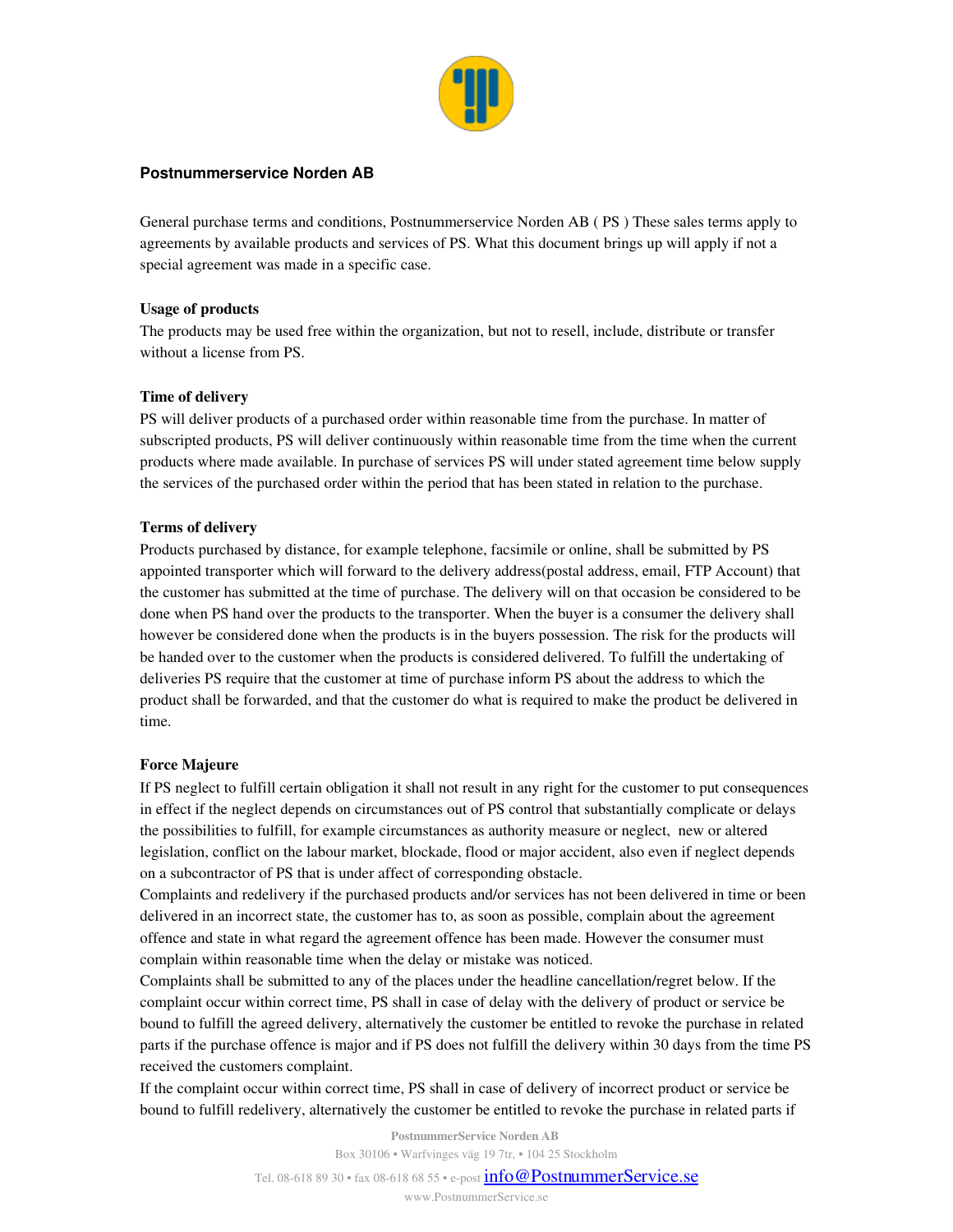## Postnummerservice Norden AB

General purchase terms and conditions, Postnummerservice Norden AB ( PS ) These sales terms apply to agreements by available products and services of PS. What this document brings up will apply if not a special agreement was made in a specific case.

### Usage of products

The products may be used free within the organization, but not to resell, include, distribute or transfer without a license from PS.

### Time of delivery

PS will deliver products of a purchased order within reasonable time from the purchase. In matter of subscripted products, PS will deliver continuously within reasonable time from the time when the current products where made available. In purchase of services PS will under stated agreement time below supply the services of the purchased order within the period that has been stated in relation to the purchase.

### Terms of delivery

Products purchased by distance, for example telephone, facsimile or online, shall be submitted by PS appointed transporter which will forward to the delivery address(postal address, email, FTP Account) that the customer has submitted at the time of purchase. The delivery will on that occasion be considered to be done when PS hand over the products to the transporter. When the buyer is a consumer the delivery shall however be considered done when the products is in the buyers possession. The risk for the products will be handed over to the customer when the products is considered delivered. To fulfill the undertaking of deliveries PS require that the customer at time of purchase inform PS about the address to which the product shall be forwarded, and that the customer do what is required to make the product be delivered in time.

### Force Majeure

If PS neglect to fulfill certain obligation it shall not result in any right for the customer to put consequences in effect if the neglect depends on circumstances out of PS control that substantially complicate or delays the possibilities to fulfill, for example circumstances as authority measure or neglect, new or altered legislation, conflict on the labour market, blockade, flood or major accident, also even if neglect depends on a subcontractor of PS that is under affect of corresponding obstacle.

Complaints and redelivery if the purchased products and/or services has not been delivered in time or been delivered in an incorrect state, the customer has to, as soon as possible, complain about the agreement offence and state in what regard the agreement offence has been made. However the consumer must complain within reasonable time when the delay or mistake was noticed.

Complaints shall be submitted to any of the places under the headline cancellation/regret below. If the complaint occur within correct time, PS shall in case of delay with the delivery of product or service be bound to fulfill the agreed delivery, alternatively the customer be entitled to revoke the purchase in related parts if the purchase offence is major and if PS does not fulfill the delivery within 30 days from the time PS received the customers complaint.

If the complaint occur within correct time, PS shall in case of delivery of incorrect product or service be bound to fulfill redelivery, alternatively the customer be entitled to revoke the purchase in related parts if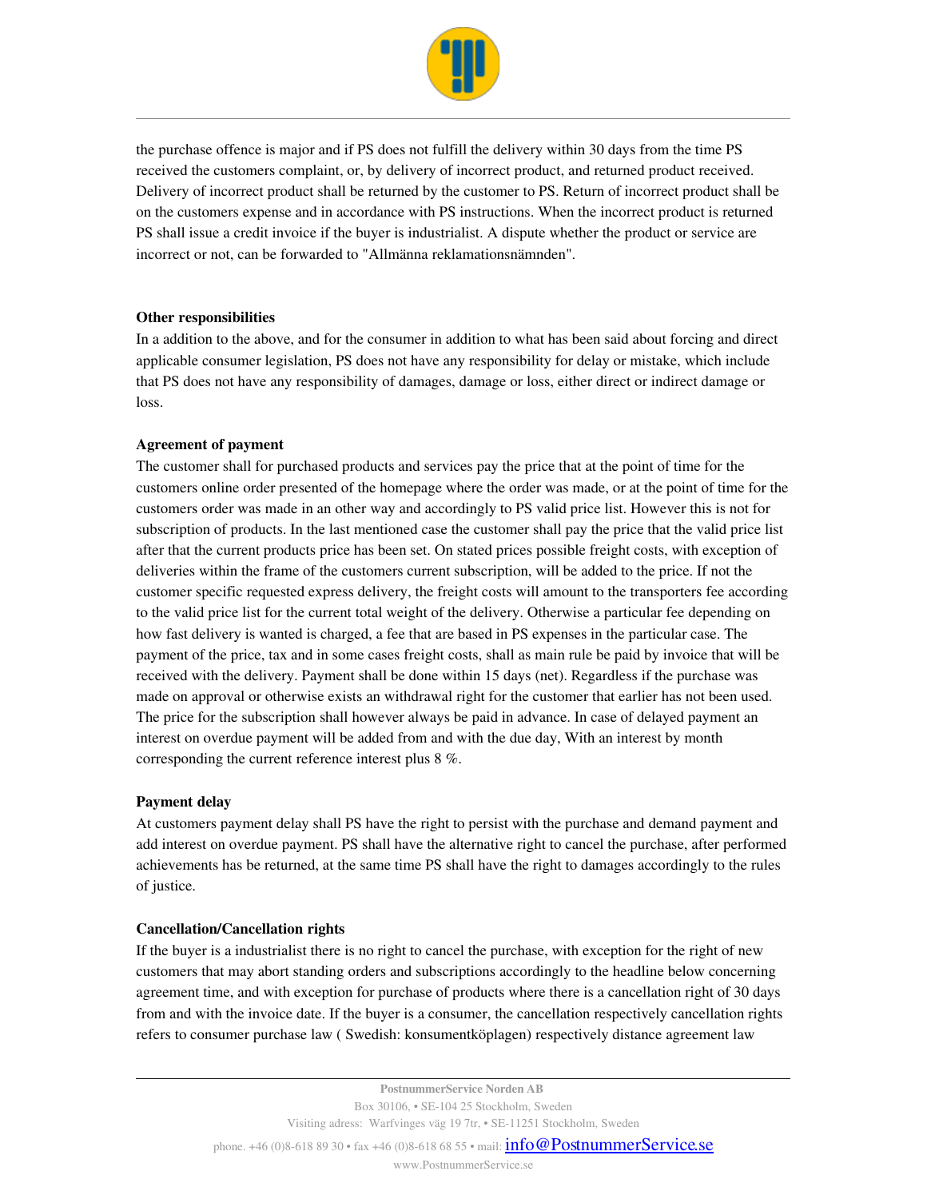the purchase offence is major and if PS does not fulfill the delivery within 30 days from the time PS received the customers complaint, or, by delivery of incorrect product, and returned product received. Delivery of incorrect product shall be returned by the customer to PS. Return of incorrect product shall be on the customers expense and in accordance with PS instructions. When the incorrect product is returned PS shall issue a credit invoice if the buyer is industrialist. A dispute whether the product or service are incorrect or not, can be forwarded to "Allmänna reklamationsnämnden".

**Other responsibilities**
In a addition to the above, and for the consumer in addition to what has been said about forcing and direct applicable consumer legislation, PS does not have any responsibility for delay or mistake, which include that PS does not have any responsibility of damages, damage or loss, either direct or indirect damage or loss.

**Agreement of payment**
The customer shall for purchased products and services pay the price that at the point of time for the customers online order presented of the homepage where the order was made, or at the point of time for the customers order was made in an other way and accordingly to PS valid price list. However this is not for subscription of products. In the last mentioned case the customer shall pay the price that the valid price list after that the current products price has been set. On stated prices possible freight costs, with exception of deliveries within the frame of the customers current subscription, will be added to the price. If not the customer specific requested express delivery, the freight costs will amount to the transporters fee according to the valid price list for the current total weight of the delivery. Otherwise a particular fee depending on how fast delivery is wanted is charged, a fee that are based in PS expenses in the particular case. The payment of the price, tax and in some cases freight costs, shall as main rule be paid by invoice that will be received with the delivery. Payment shall be done within 15 days (net). Regardless if the purchase was made on approval or otherwise exists an withdrawal right for the customer that earlier has not been used. The price for the subscription shall however always be paid in advance. In case of delayed payment an interest on overdue payment will be added from and with the due day, With an interest by month corresponding the current reference interest plus 8 %.

**Payment delay**
At customers payment delay shall PS have the right to persist with the purchase and demand payment and add interest on overdue payment. PS shall have the alternative right to cancel the purchase, after performed achievements has be returned, at the same time PS shall have the right to damages accordingly to the rules of justice.

**Cancellation/Cancellation rights**
If the buyer is a industrialist there is no right to cancel the purchase, with exception for the right of new customers that may abort standing orders and subscriptions accordingly to the headline below concerning agreement time, and with exception for purchase of products where there is a cancellation right of 30 days from and with the invoice date. If the buyer is a consumer, the cancellation respectively cancellation rights refers to consumer purchase law ( Swedish: konsumentköplagen) respectively distance agreement law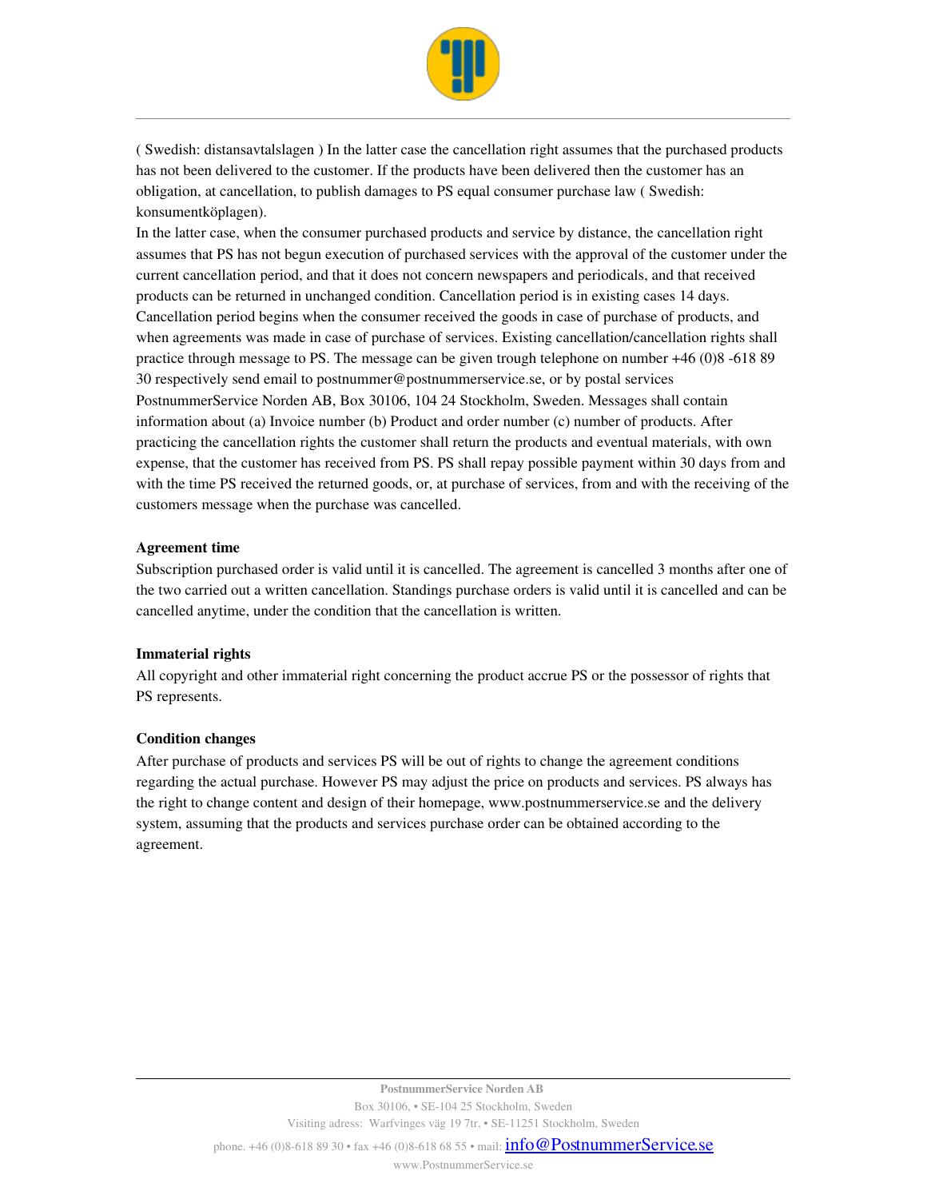( Swedish: distansavtalslagen ) In the latter case the cancellation right assumes that the purchased products has not been delivered to the customer. If the products have been delivered then the customer has an obligation, at cancellation, to publish damages to PS equal consumer purchase law ( Swedish: konsumentköplagen).

In the latter case, when the consumer purchased products and service by distance, the cancellation right assumes that PS has not begun execution of purchased services with the approval of the customer under the current cancellation period, and that it does not concern newspapers and periodicals, and that received products can be returned in unchanged condition. Cancellation period is in existing cases 14 days. Cancellation period begins when the consumer received the goods in case of purchase of products, and when agreements was made in case of purchase of services. Existing cancellation/cancellation rights shall practice through message to PS. The message can be given trough telephone on number +46 (0)8 -618 89 30 respectively send email to postnummer@postnummerservice.se, or by postal services PostnummerService Norden AB, Box 30106, 104 24 Stockholm, Sweden. Messages shall contain information about (a) Invoice number (b) Product and order number (c) number of products. After practicing the cancellation rights the customer shall return the products and eventual materials, with own expense, that the customer has received from PS. PS shall repay possible payment within 30 days from and with the time PS received the returned goods, or, at purchase of services, from and with the receiving of the customers message when the purchase was cancelled.

**Agreement time**

Subscription purchased order is valid until it is cancelled. The agreement is cancelled 3 months after one of the two carried out a written cancellation. Standings purchase orders is valid until it is cancelled and can be cancelled anytime, under the condition that the cancellation is written.

**Immaterial rights**

All copyright and other immaterial right concerning the product accrue PS or the possessor of rights that PS represents.

**Condition changes**

After purchase of products and services PS will be out of rights to change the agreement conditions regarding the actual purchase. However PS may adjust the price on products and services. PS always has the right to change content and design of their homepage, www.postnummerservice.se and the delivery system, assuming that the products and services purchase order can be obtained according to the agreement.